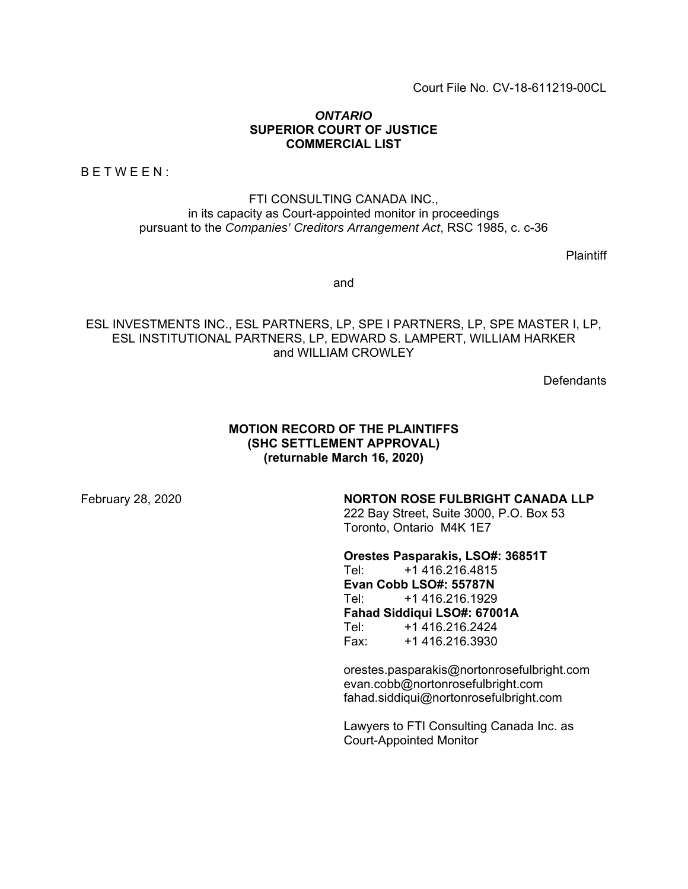Court File No. CV-18-611219-00CL

***ONTARIO***
**SUPERIOR COURT OF JUSTICE**
**COMMERCIAL LIST**

B E T W E E N :

FTI CONSULTING CANADA INC.,
in its capacity as Court-appointed monitor in proceedings
pursuant to the *Companies' Creditors Arrangement Act*, RSC 1985, c. c-36

Plaintiff

and

ESL INVESTMENTS INC., ESL PARTNERS, LP, SPE I PARTNERS, LP, SPE MASTER I, LP, ESL INSTITUTIONAL PARTNERS, LP, EDWARD S. LAMPERT, WILLIAM HARKER and WILLIAM CROWLEY

Defendants

**MOTION RECORD OF THE PLAINTIFFS**
**(SHC SETTLEMENT APPROVAL)**
**(returnable March 16, 2020)**

February 28, 2020

**NORTON ROSE FULBRIGHT CANADA LLP**
222 Bay Street, Suite 3000, P.O. Box 53
Toronto, Ontario M4K 1E7

**Orestes Pasparakis, LSO#: 36851T**
Tel: +1 416.216.4815
**Evan Cobb LSO#: 55787N**
Tel: +1 416.216.1929
**Fahad Siddiqui LSO#: 67001A**
Tel: +1 416.216.2424
Fax: +1 416.216.3930

orestes.pasparakis@nortonrosefulbright.com
evan.cobb@nortonrosefulbright.com
fahad.siddiqui@nortonrosefulbright.com

Lawyers to FTI Consulting Canada Inc. as Court-Appointed Monitor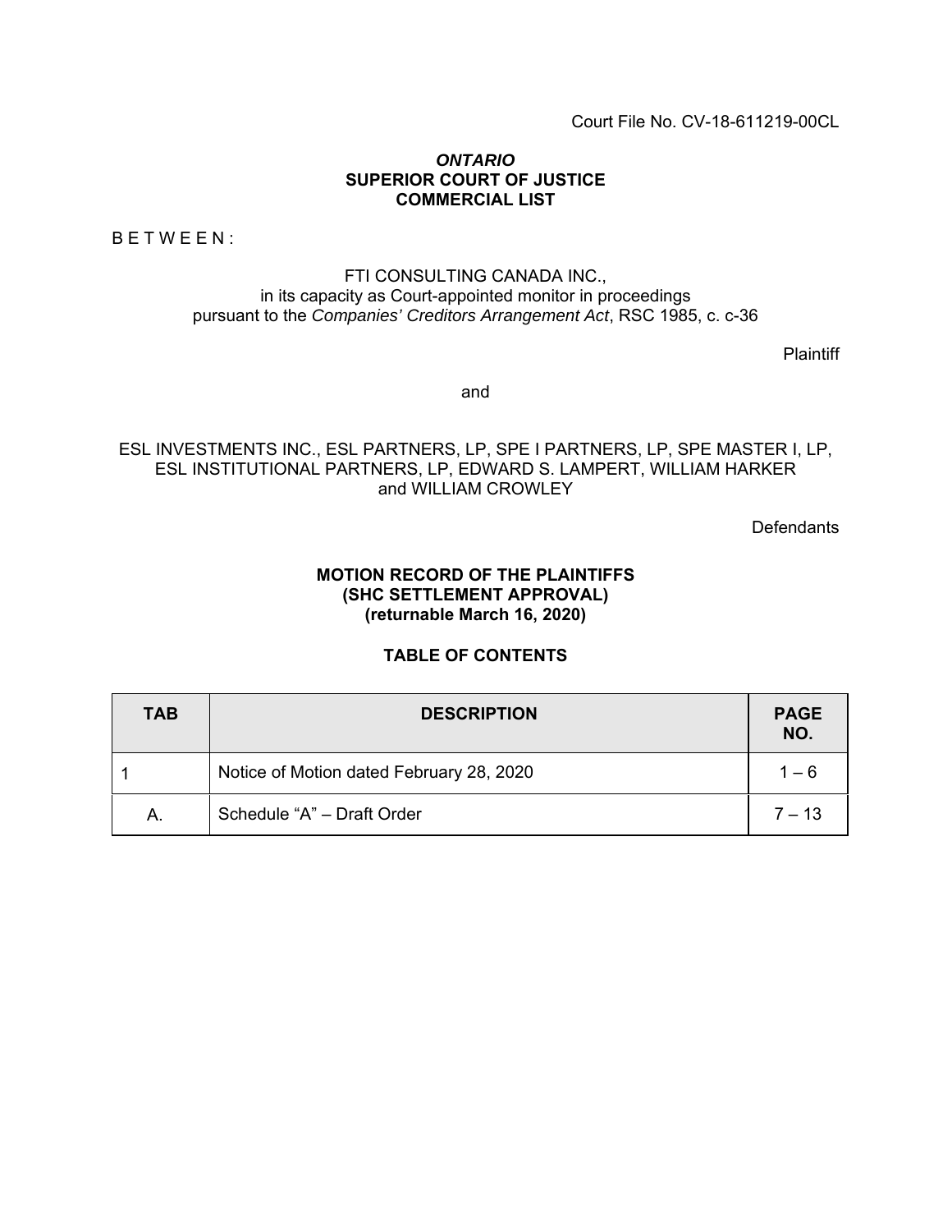Court File No. CV-18-611219-00CL

***ONTARIO***
**SUPERIOR COURT OF JUSTICE**
**COMMERCIAL LIST**

B E T W E E N :

FTI CONSULTING CANADA INC.,
in its capacity as Court-appointed monitor in proceedings
pursuant to the *Companies' Creditors Arrangement Act*, RSC 1985, c. c-36

Plaintiff

and

ESL INVESTMENTS INC., ESL PARTNERS, LP, SPE I PARTNERS, LP, SPE MASTER I, LP, ESL INSTITUTIONAL PARTNERS, LP, EDWARD S. LAMPERT, WILLIAM HARKER and WILLIAM CROWLEY

Defendants

**MOTION RECORD OF THE PLAINTIFFS**
**(SHC SETTLEMENT APPROVAL)**
**(returnable March 16, 2020)**

**TABLE OF CONTENTS**

| TAB | DESCRIPTION | PAGE NO. |
|---|---|---|
| 1 | Notice of Motion dated February 28, 2020 | 1 – 6 |
| A. | Schedule "A" – Draft Order | 7 – 13 |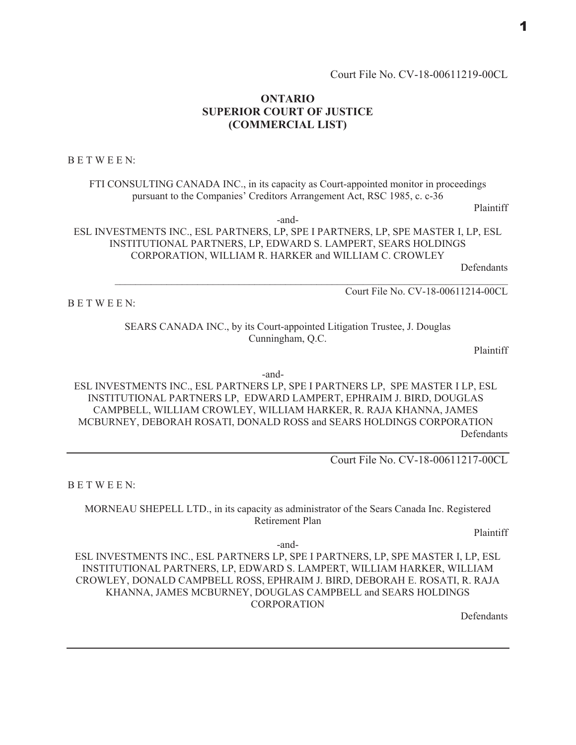Court File No. CV-18-00611219-00CL

**ONTARIO**
**SUPERIOR COURT OF JUSTICE**
**(COMMERCIAL LIST)**

B E T W E E N:

FTI CONSULTING CANADA INC., in its capacity as Court-appointed monitor in proceedings pursuant to the Companies' Creditors Arrangement Act, RSC 1985, c. c-36

Plaintiff

-and-

ESL INVESTMENTS INC., ESL PARTNERS, LP, SPE I PARTNERS, LP, SPE MASTER I, LP, ESL INSTITUTIONAL PARTNERS, LP, EDWARD S. LAMPERT, SEARS HOLDINGS CORPORATION, WILLIAM R. HARKER and WILLIAM C. CROWLEY

Defendants

---

Court File No. CV-18-00611214-00CL

B E T W E E N:

SEARS CANADA INC., by its Court-appointed Litigation Trustee, J. Douglas Cunningham, Q.C.

Plaintiff

-and-

ESL INVESTMENTS INC., ESL PARTNERS LP, SPE I PARTNERS LP, SPE MASTER I LP, ESL INSTITUTIONAL PARTNERS LP, EDWARD LAMPERT, EPHRAIM J. BIRD, DOUGLAS CAMPBELL, WILLIAM CROWLEY, WILLIAM HARKER, R. RAJA KHANNA, JAMES MCBURNEY, DEBORAH ROSATI, DONALD ROSS and SEARS HOLDINGS CORPORATION

Defendants

---

Court File No. CV-18-00611217-00CL

B E T W E E N:

MORNEAU SHEPELL LTD., in its capacity as administrator of the Sears Canada Inc. Registered Retirement Plan

Plaintiff

-and-

ESL INVESTMENTS INC., ESL PARTNERS LP, SPE I PARTNERS, LP, SPE MASTER I, LP, ESL INSTITUTIONAL PARTNERS, LP, EDWARD S. LAMPERT, WILLIAM HARKER, WILLIAM CROWLEY, DONALD CAMPBELL ROSS, EPHRAIM J. BIRD, DEBORAH E. ROSATI, R. RAJA KHANNA, JAMES MCBURNEY, DOUGLAS CAMPBELL and SEARS HOLDINGS CORPORATION

Defendants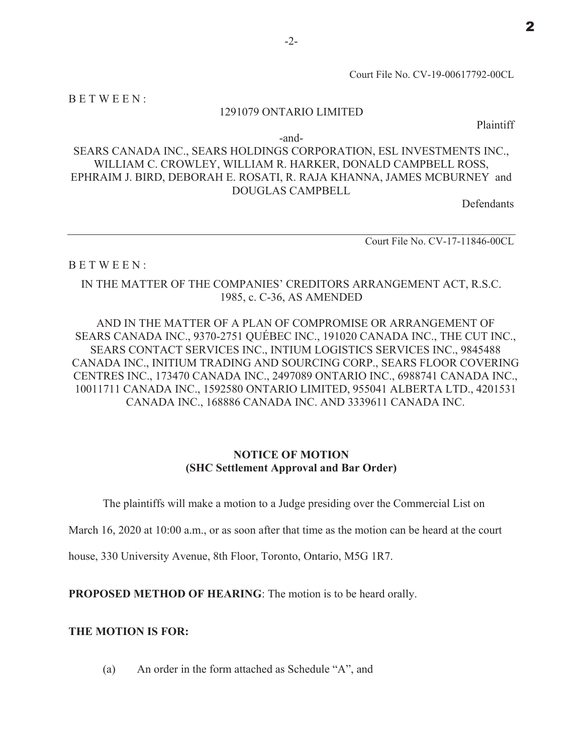Court File No. CV-19-00617792-00CL

B E T W E E N :

1291079 ONTARIO LIMITED

Plaintiff

-and-

SEARS CANADA INC., SEARS HOLDINGS CORPORATION, ESL INVESTMENTS INC., WILLIAM C. CROWLEY, WILLIAM R. HARKER, DONALD CAMPBELL ROSS, EPHRAIM J. BIRD, DEBORAH E. ROSATI, R. RAJA KHANNA, JAMES MCBURNEY and DOUGLAS CAMPBELL

Defendants

---

Court File No. CV-17-11846-00CL

B E T W E E N :

IN THE MATTER OF THE COMPANIES' CREDITORS ARRANGEMENT ACT, R.S.C. 1985, c. C-36, AS AMENDED

AND IN THE MATTER OF A PLAN OF COMPROMISE OR ARRANGEMENT OF SEARS CANADA INC., 9370-2751 QUÉBEC INC., 191020 CANADA INC., THE CUT INC., SEARS CONTACT SERVICES INC., INTIUM LOGISTICS SERVICES INC., 9845488 CANADA INC., INITIUM TRADING AND SOURCING CORP., SEARS FLOOR COVERING CENTRES INC., 173470 CANADA INC., 2497089 ONTARIO INC., 6988741 CANADA INC., 10011711 CANADA INC., 1592580 ONTARIO LIMITED, 955041 ALBERTA LTD., 4201531 CANADA INC., 168886 CANADA INC. AND 3339611 CANADA INC.

## NOTICE OF MOTION
## (SHC Settlement Approval and Bar Order)

The plaintiffs will make a motion to a Judge presiding over the Commercial List on March 16, 2020 at 10:00 a.m., or as soon after that time as the motion can be heard at the court house, 330 University Avenue, 8th Floor, Toronto, Ontario, M5G 1R7.

**PROPOSED METHOD OF HEARING**: The motion is to be heard orally.

**THE MOTION IS FOR:**

(a) An order in the form attached as Schedule "A", and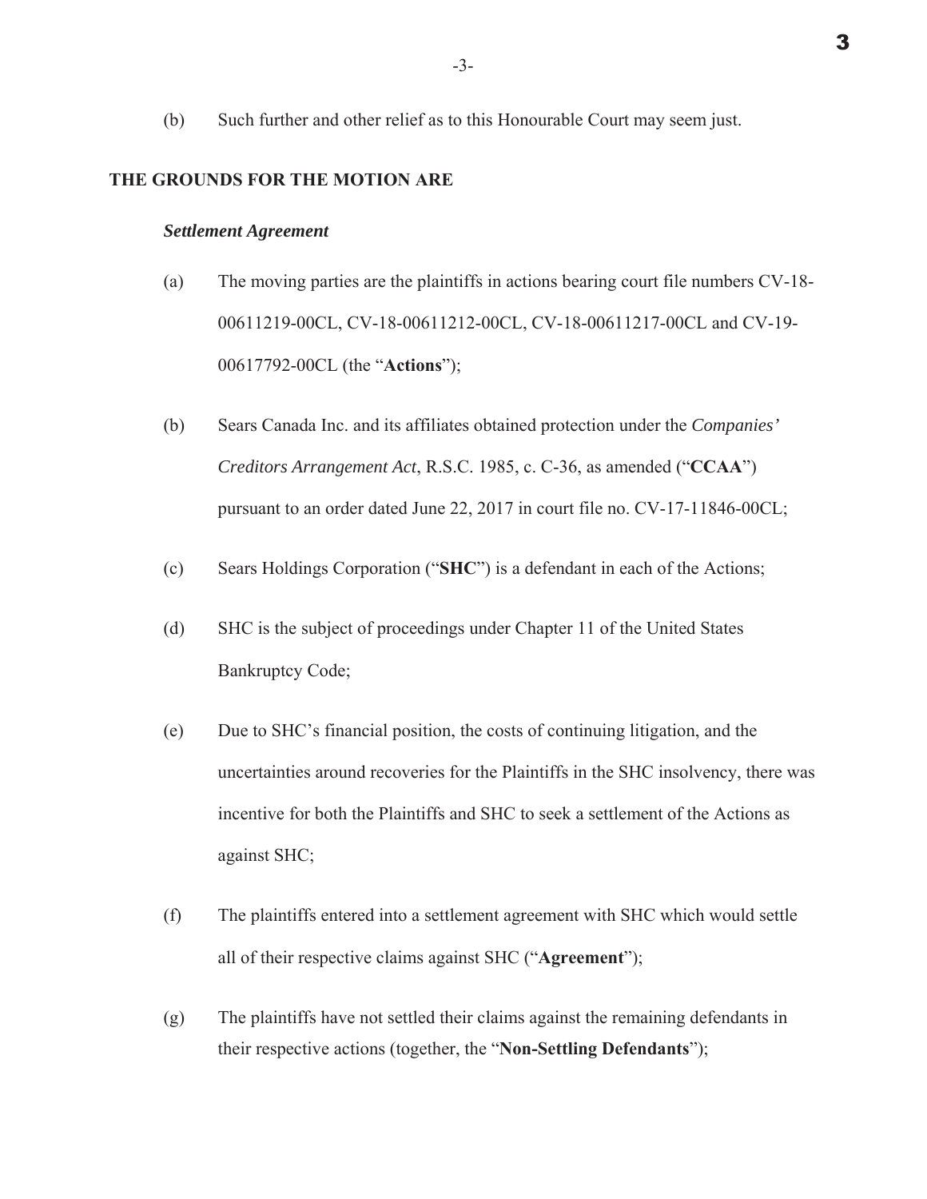(b) Such further and other relief as to this Honourable Court may seem just.

## THE GROUNDS FOR THE MOTION ARE

### *Settlement Agreement*

(a) The moving parties are the plaintiffs in actions bearing court file numbers CV-18-00611219-00CL, CV-18-00611212-00CL, CV-18-00611217-00CL and CV-19-00617792-00CL (the "**Actions**");

(b) Sears Canada Inc. and its affiliates obtained protection under the *Companies' Creditors Arrangement Act*, R.S.C. 1985, c. C-36, as amended ("**CCAA**") pursuant to an order dated June 22, 2017 in court file no. CV-17-11846-00CL;

(c) Sears Holdings Corporation ("**SHC**") is a defendant in each of the Actions;

(d) SHC is the subject of proceedings under Chapter 11 of the United States Bankruptcy Code;

(e) Due to SHC's financial position, the costs of continuing litigation, and the uncertainties around recoveries for the Plaintiffs in the SHC insolvency, there was incentive for both the Plaintiffs and SHC to seek a settlement of the Actions as against SHC;

(f) The plaintiffs entered into a settlement agreement with SHC which would settle all of their respective claims against SHC ("**Agreement**");

(g) The plaintiffs have not settled their claims against the remaining defendants in their respective actions (together, the "**Non-Settling Defendants**");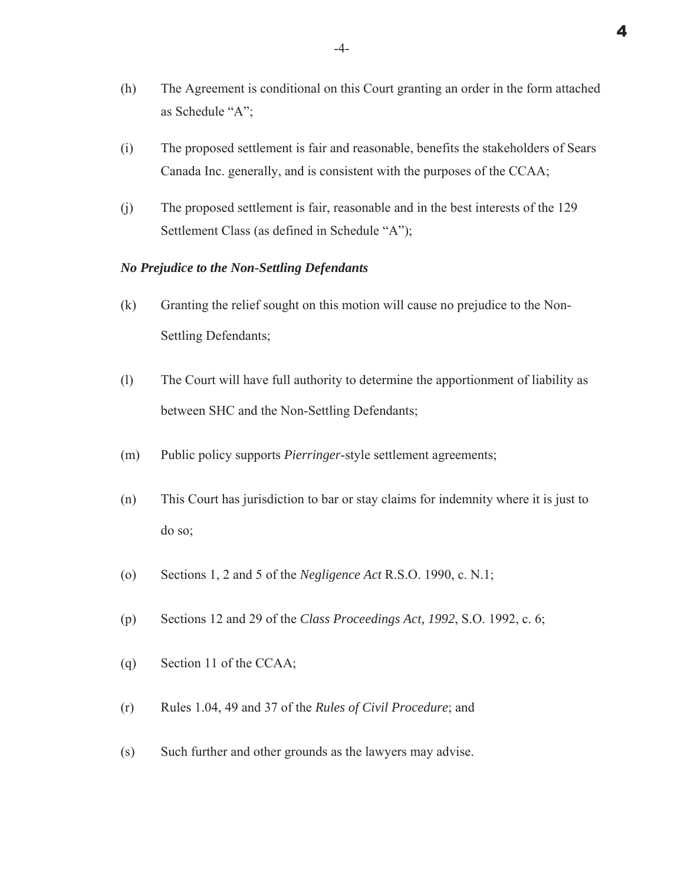(h) The Agreement is conditional on this Court granting an order in the form attached as Schedule "A";

(i) The proposed settlement is fair and reasonable, benefits the stakeholders of Sears Canada Inc. generally, and is consistent with the purposes of the CCAA;

(j) The proposed settlement is fair, reasonable and in the best interests of the 129 Settlement Class (as defined in Schedule "A");

***No Prejudice to the Non-Settling Defendants***

(k) Granting the relief sought on this motion will cause no prejudice to the Non-Settling Defendants;

(l) The Court will have full authority to determine the apportionment of liability as between SHC and the Non-Settling Defendants;

(m) Public policy supports *Pierringer*-style settlement agreements;

(n) This Court has jurisdiction to bar or stay claims for indemnity where it is just to do so;

(o) Sections 1, 2 and 5 of the *Negligence Act* R.S.O. 1990, c. N.1;

(p) Sections 12 and 29 of the *Class Proceedings Act, 1992*, S.O. 1992, c. 6;

(q) Section 11 of the CCAA;

(r) Rules 1.04, 49 and 37 of the *Rules of Civil Procedure*; and

(s) Such further and other grounds as the lawyers may advise.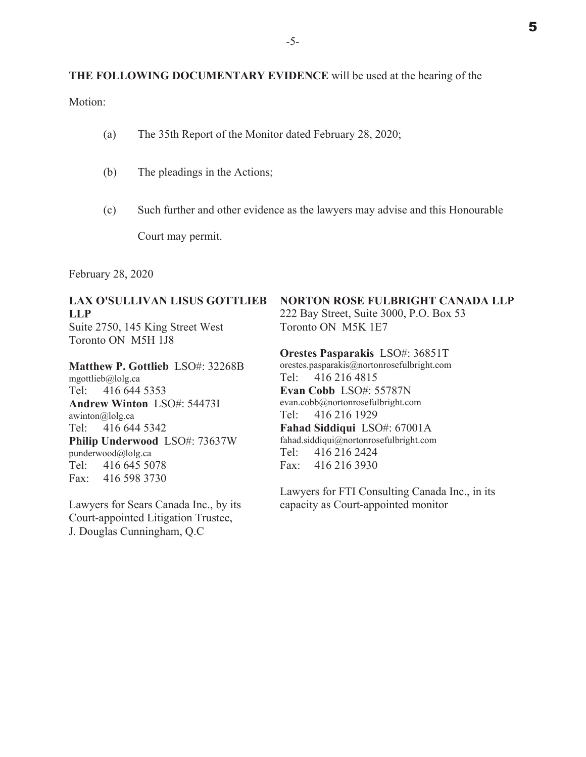**THE FOLLOWING DOCUMENTARY EVIDENCE** will be used at the hearing of the Motion:

(a) The 35th Report of the Monitor dated February 28, 2020;

(b) The pleadings in the Actions;

(c) Such further and other evidence as the lawyers may advise and this Honourable Court may permit.

February 28, 2020

**LAX O'SULLIVAN LISUS GOTTLIEB LLP**
Suite 2750, 145 King Street West
Toronto ON M5H 1J8

**Matthew P. Gottlieb** LSO#: 32268B
mgottlieb@lolg.ca
Tel: 416 644 5353
**Andrew Winton** LSO#: 54473I
awinton@lolg.ca
Tel: 416 644 5342
**Philip Underwood** LSO#: 73637W
punderwood@lolg.ca
Tel: 416 645 5078
Fax: 416 598 3730

Lawyers for Sears Canada Inc., by its Court-appointed Litigation Trustee, J. Douglas Cunningham, Q.C

**NORTON ROSE FULBRIGHT CANADA LLP**
222 Bay Street, Suite 3000, P.O. Box 53
Toronto ON M5K 1E7

**Orestes Pasparakis** LSO#: 36851T
orestes.pasparakis@nortonrosefulbright.com
Tel: 416 216 4815
**Evan Cobb** LSO#: 55787N
evan.cobb@nortonrosefulbright.com
Tel: 416 216 1929
**Fahad Siddiqui** LSO#: 67001A
fahad.siddiqui@nortonrosefulbright.com
Tel: 416 216 2424
Fax: 416 216 3930

Lawyers for FTI Consulting Canada Inc., in its capacity as Court-appointed monitor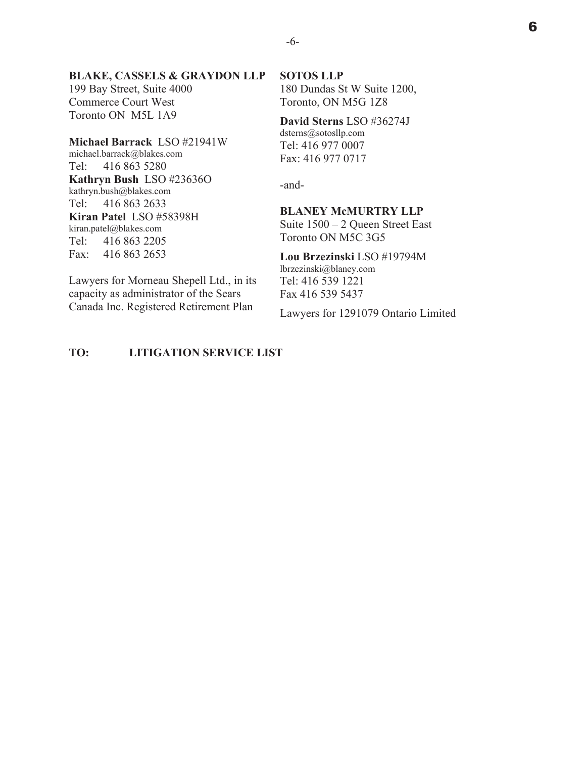**BLAKE, CASSELS & GRAYDON LLP**
199 Bay Street, Suite 4000
Commerce Court West
Toronto ON M5L 1A9

**Michael Barrack** LSO #21941W
michael.barrack@blakes.com
Tel: 416 863 5280
**Kathryn Bush** LSO #23636O
kathryn.bush@blakes.com
Tel: 416 863 2633
**Kiran Patel** LSO #58398H
kiran.patel@blakes.com
Tel: 416 863 2205
Fax: 416 863 2653

Lawyers for Morneau Shepell Ltd., in its capacity as administrator of the Sears Canada Inc. Registered Retirement Plan

**SOTOS LLP**
180 Dundas St W Suite 1200,
Toronto, ON M5G 1Z8

**David Sterns** LSO #36274J
dsterns@sotosllp.com
Tel: 416 977 0007
Fax: 416 977 0717

-and-

**BLANEY McMURTRY LLP**
Suite 1500 – 2 Queen Street East
Toronto ON M5C 3G5

**Lou Brzezinski** LSO #19794M
lbrzezinski@blaney.com
Tel: 416 539 1221
Fax 416 539 5437

Lawyers for 1291079 Ontario Limited

**TO: LITIGATION SERVICE LIST**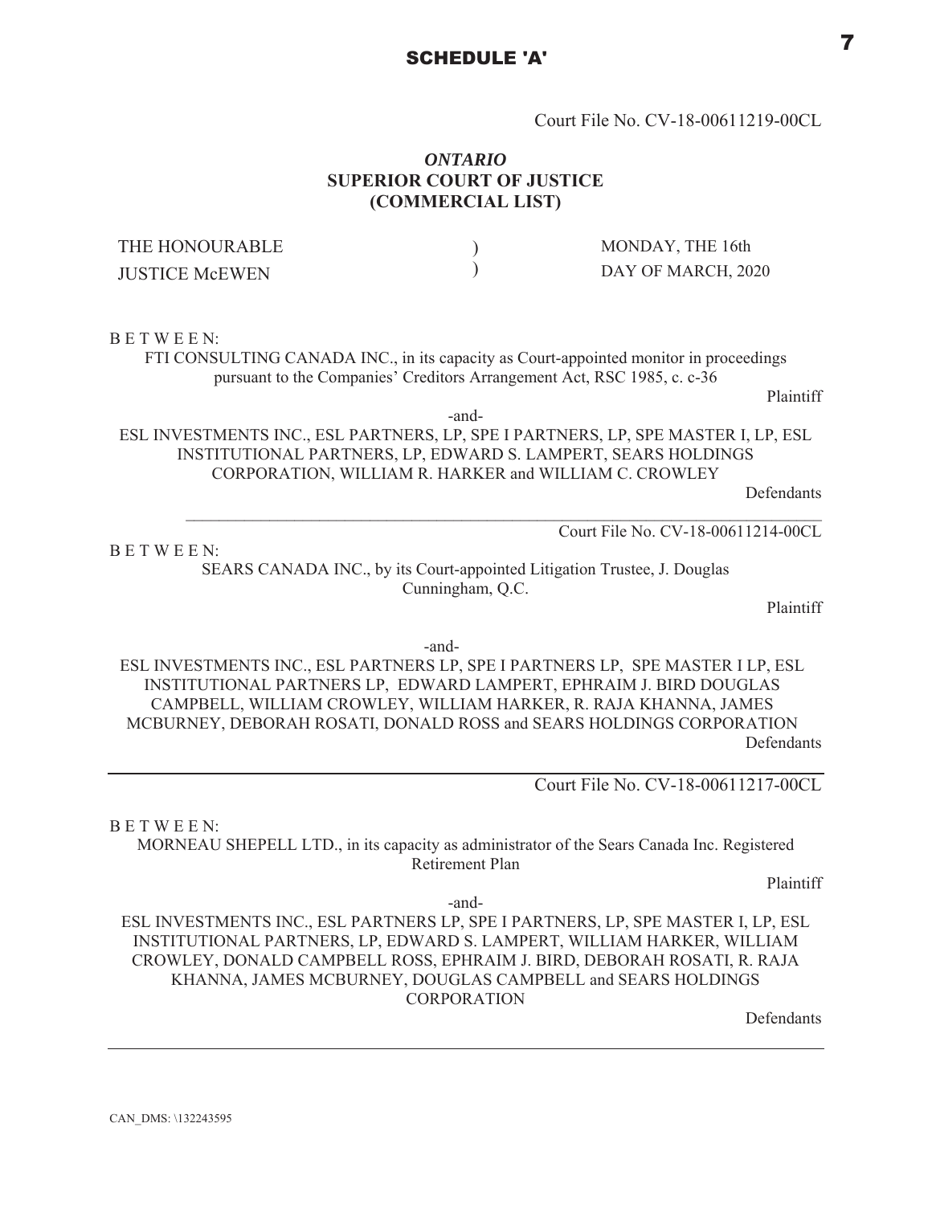## SCHEDULE 'A'

Court File No. CV-18-00611219-00CL

***ONTARIO***
**SUPERIOR COURT OF JUSTICE**
**(COMMERCIAL LIST)**

| THE HONOURABLE | ) | MONDAY, THE 16th |
|---|---|---|
| JUSTICE McEWEN | ) | DAY OF MARCH, 2020 |

B E T W E E N:

FTI CONSULTING CANADA INC., in its capacity as Court-appointed monitor in proceedings pursuant to the Companies' Creditors Arrangement Act, RSC 1985, c. c-36

Plaintiff

-and-

ESL INVESTMENTS INC., ESL PARTNERS, LP, SPE I PARTNERS, LP, SPE MASTER I, LP, ESL INSTITUTIONAL PARTNERS, LP, EDWARD S. LAMPERT, SEARS HOLDINGS CORPORATION, WILLIAM R. HARKER and WILLIAM C. CROWLEY

Defendants

---

Court File No. CV-18-00611214-00CL

B E T W E E N:

SEARS CANADA INC., by its Court-appointed Litigation Trustee, J. Douglas Cunningham, Q.C.

Plaintiff

-and-

ESL INVESTMENTS INC., ESL PARTNERS LP, SPE I PARTNERS LP, SPE MASTER I LP, ESL INSTITUTIONAL PARTNERS LP, EDWARD LAMPERT, EPHRAIM J. BIRD DOUGLAS CAMPBELL, WILLIAM CROWLEY, WILLIAM HARKER, R. RAJA KHANNA, JAMES MCBURNEY, DEBORAH ROSATI, DONALD ROSS and SEARS HOLDINGS CORPORATION

Defendants

---

Court File No. CV-18-00611217-00CL

B E T W E E N:

MORNEAU SHEPELL LTD., in its capacity as administrator of the Sears Canada Inc. Registered Retirement Plan

Plaintiff

-and-

ESL INVESTMENTS INC., ESL PARTNERS LP, SPE I PARTNERS, LP, SPE MASTER I, LP, ESL INSTITUTIONAL PARTNERS, LP, EDWARD S. LAMPERT, WILLIAM HARKER, WILLIAM CROWLEY, DONALD CAMPBELL ROSS, EPHRAIM J. BIRD, DEBORAH ROSATI, R. RAJA KHANNA, JAMES MCBURNEY, DOUGLAS CAMPBELL and SEARS HOLDINGS CORPORATION

Defendants

---

CAN_DMS: \132243595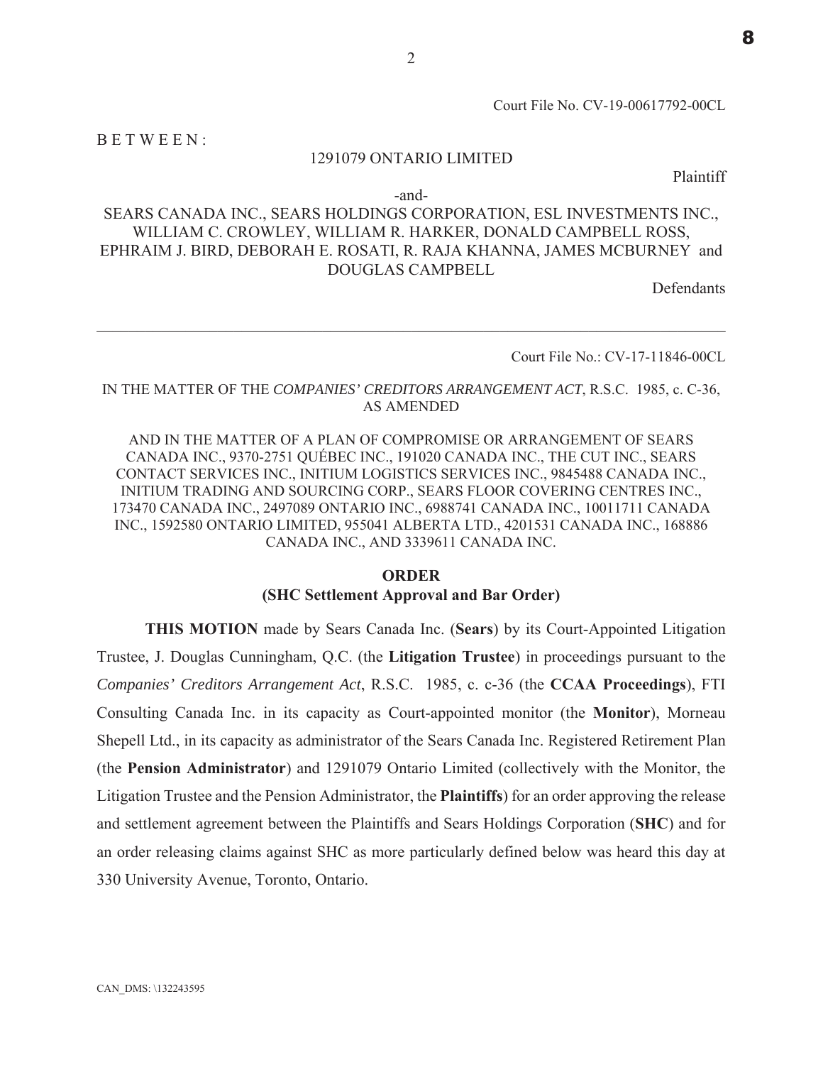Court File No. CV-19-00617792-00CL

B E T W E E N :

1291079 ONTARIO LIMITED

Plaintiff

-and-

SEARS CANADA INC., SEARS HOLDINGS CORPORATION, ESL INVESTMENTS INC., WILLIAM C. CROWLEY, WILLIAM R. HARKER, DONALD CAMPBELL ROSS, EPHRAIM J. BIRD, DEBORAH E. ROSATI, R. RAJA KHANNA, JAMES MCBURNEY and DOUGLAS CAMPBELL

Defendants

---

Court File No.: CV-17-11846-00CL

IN THE MATTER OF THE *COMPANIES' CREDITORS ARRANGEMENT ACT*, R.S.C. 1985, c. C-36, AS AMENDED

AND IN THE MATTER OF A PLAN OF COMPROMISE OR ARRANGEMENT OF SEARS CANADA INC., 9370-2751 QUÉBEC INC., 191020 CANADA INC., THE CUT INC., SEARS CONTACT SERVICES INC., INITIUM LOGISTICS SERVICES INC., 9845488 CANADA INC., INITIUM TRADING AND SOURCING CORP., SEARS FLOOR COVERING CENTRES INC., 173470 CANADA INC., 2497089 ONTARIO INC., 6988741 CANADA INC., 10011711 CANADA INC., 1592580 ONTARIO LIMITED, 955041 ALBERTA LTD., 4201531 CANADA INC., 168886 CANADA INC., AND 3339611 CANADA INC.

**ORDER**
**(SHC Settlement Approval and Bar Order)**

**THIS MOTION** made by Sears Canada Inc. (**Sears**) by its Court-Appointed Litigation Trustee, J. Douglas Cunningham, Q.C. (the **Litigation Trustee**) in proceedings pursuant to the *Companies' Creditors Arrangement Act*, R.S.C. 1985, c. c-36 (the **CCAA Proceedings**), FTI Consulting Canada Inc. in its capacity as Court-appointed monitor (the **Monitor**), Morneau Shepell Ltd., in its capacity as administrator of the Sears Canada Inc. Registered Retirement Plan (the **Pension Administrator**) and 1291079 Ontario Limited (collectively with the Monitor, the Litigation Trustee and the Pension Administrator, the **Plaintiffs**) for an order approving the release and settlement agreement between the Plaintiffs and Sears Holdings Corporation (**SHC**) and for an order releasing claims against SHC as more particularly defined below was heard this day at 330 University Avenue, Toronto, Ontario.

CAN_DMS: \132243595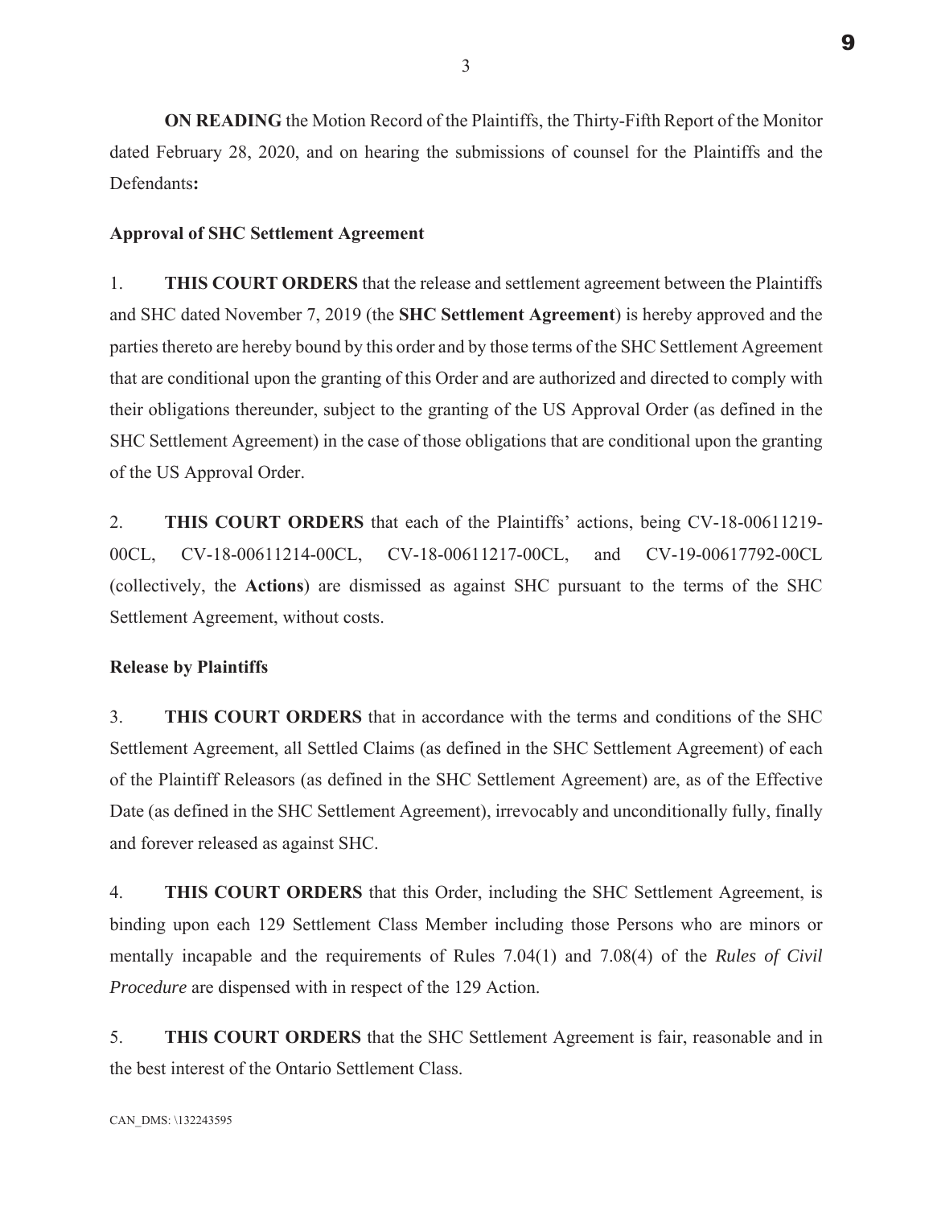**ON READING** the Motion Record of the Plaintiffs, the Thirty-Fifth Report of the Monitor dated February 28, 2020, and on hearing the submissions of counsel for the Plaintiffs and the Defendants**:**

**Approval of SHC Settlement Agreement**

1. **THIS COURT ORDERS** that the release and settlement agreement between the Plaintiffs and SHC dated November 7, 2019 (the **SHC Settlement Agreement**) is hereby approved and the parties thereto are hereby bound by this order and by those terms of the SHC Settlement Agreement that are conditional upon the granting of this Order and are authorized and directed to comply with their obligations thereunder, subject to the granting of the US Approval Order (as defined in the SHC Settlement Agreement) in the case of those obligations that are conditional upon the granting of the US Approval Order.

2. **THIS COURT ORDERS** that each of the Plaintiffs' actions, being CV-18-00611219-00CL, CV-18-00611214-00CL, CV-18-00611217-00CL, and CV-19-00617792-00CL (collectively, the **Actions**) are dismissed as against SHC pursuant to the terms of the SHC Settlement Agreement, without costs.

**Release by Plaintiffs**

3. **THIS COURT ORDERS** that in accordance with the terms and conditions of the SHC Settlement Agreement, all Settled Claims (as defined in the SHC Settlement Agreement) of each of the Plaintiff Releasors (as defined in the SHC Settlement Agreement) are, as of the Effective Date (as defined in the SHC Settlement Agreement), irrevocably and unconditionally fully, finally and forever released as against SHC.

4. **THIS COURT ORDERS** that this Order, including the SHC Settlement Agreement, is binding upon each 129 Settlement Class Member including those Persons who are minors or mentally incapable and the requirements of Rules 7.04(1) and 7.08(4) of the *Rules of Civil Procedure* are dispensed with in respect of the 129 Action.

5. **THIS COURT ORDERS** that the SHC Settlement Agreement is fair, reasonable and in the best interest of the Ontario Settlement Class.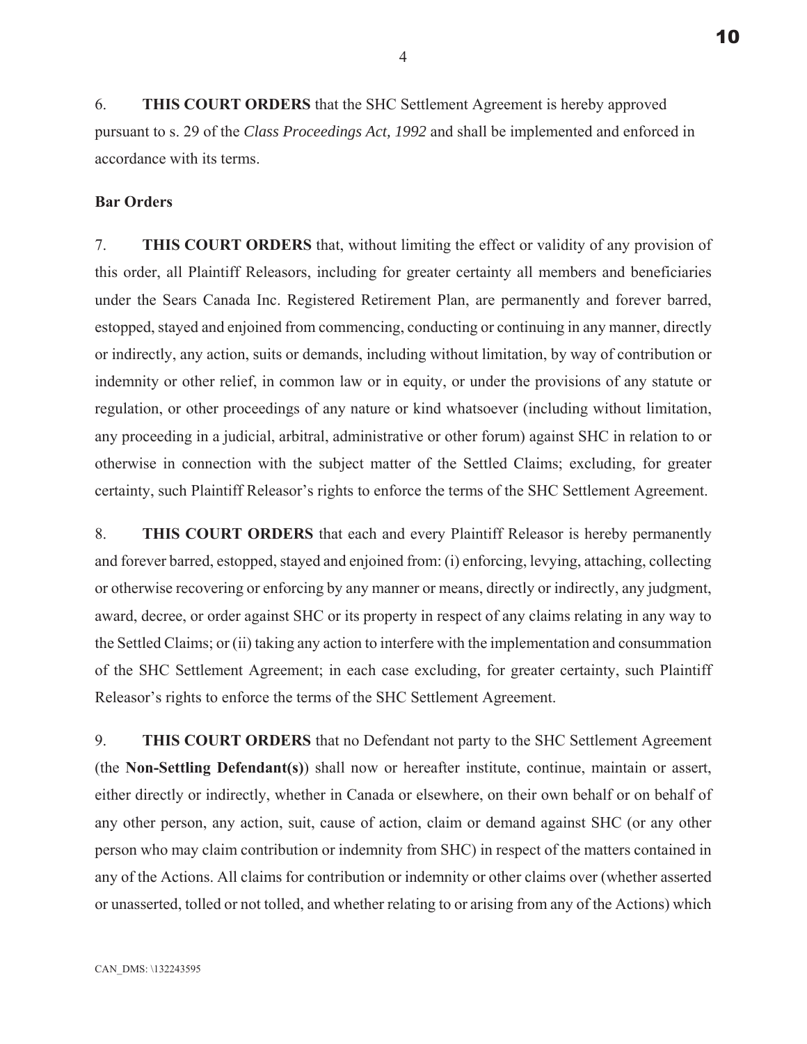6. **THIS COURT ORDERS** that the SHC Settlement Agreement is hereby approved pursuant to s. 29 of the *Class Proceedings Act, 1992* and shall be implemented and enforced in accordance with its terms.

**Bar Orders**

7. **THIS COURT ORDERS** that, without limiting the effect or validity of any provision of this order, all Plaintiff Releasors, including for greater certainty all members and beneficiaries under the Sears Canada Inc. Registered Retirement Plan, are permanently and forever barred, estopped, stayed and enjoined from commencing, conducting or continuing in any manner, directly or indirectly, any action, suits or demands, including without limitation, by way of contribution or indemnity or other relief, in common law or in equity, or under the provisions of any statute or regulation, or other proceedings of any nature or kind whatsoever (including without limitation, any proceeding in a judicial, arbitral, administrative or other forum) against SHC in relation to or otherwise in connection with the subject matter of the Settled Claims; excluding, for greater certainty, such Plaintiff Releasor's rights to enforce the terms of the SHC Settlement Agreement.

8. **THIS COURT ORDERS** that each and every Plaintiff Releasor is hereby permanently and forever barred, estopped, stayed and enjoined from: (i) enforcing, levying, attaching, collecting or otherwise recovering or enforcing by any manner or means, directly or indirectly, any judgment, award, decree, or order against SHC or its property in respect of any claims relating in any way to the Settled Claims; or (ii) taking any action to interfere with the implementation and consummation of the SHC Settlement Agreement; in each case excluding, for greater certainty, such Plaintiff Releasor's rights to enforce the terms of the SHC Settlement Agreement.

9. **THIS COURT ORDERS** that no Defendant not party to the SHC Settlement Agreement (the **Non-Settling Defendant(s)**) shall now or hereafter institute, continue, maintain or assert, either directly or indirectly, whether in Canada or elsewhere, on their own behalf or on behalf of any other person, any action, suit, cause of action, claim or demand against SHC (or any other person who may claim contribution or indemnity from SHC) in respect of the matters contained in any of the Actions. All claims for contribution or indemnity or other claims over (whether asserted or unasserted, tolled or not tolled, and whether relating to or arising from any of the Actions) which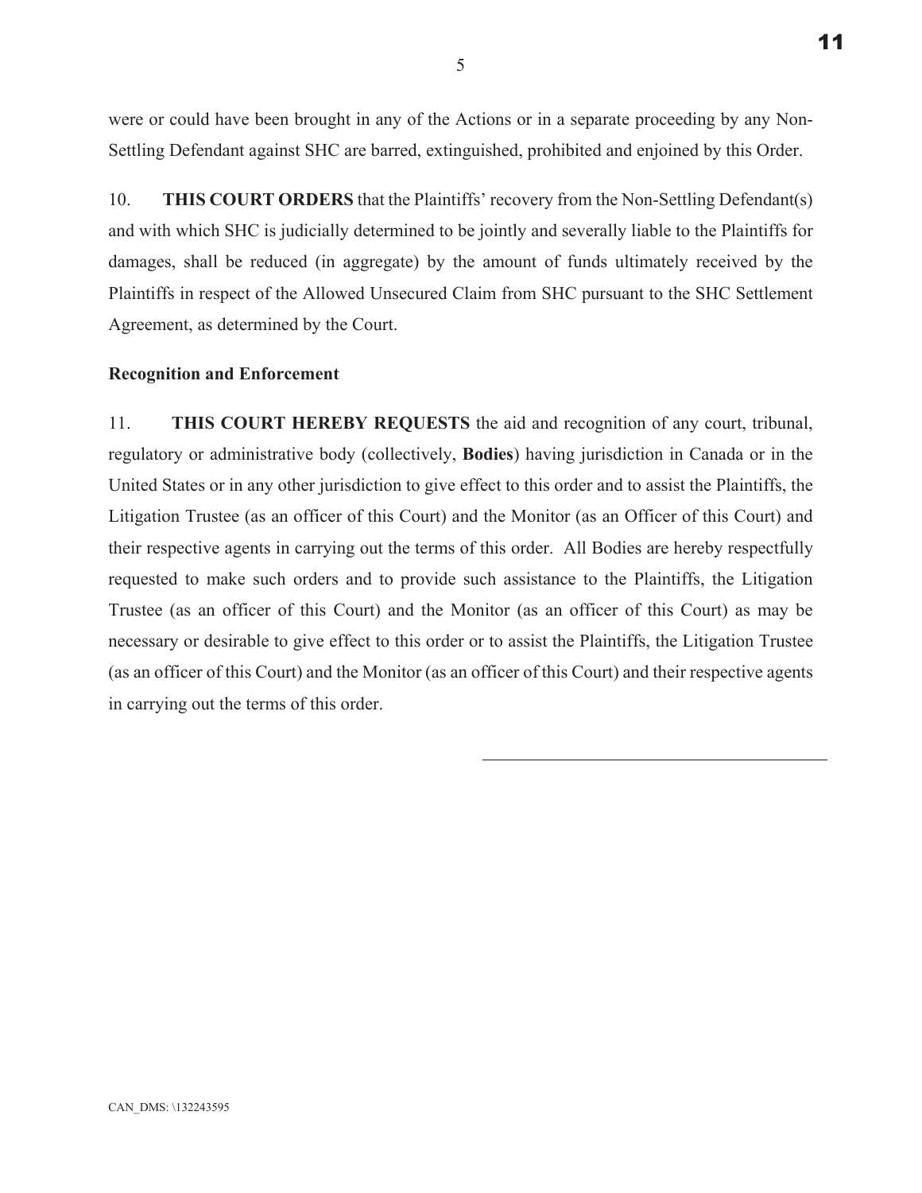were or could have been brought in any of the Actions or in a separate proceeding by any Non-Settling Defendant against SHC are barred, extinguished, prohibited and enjoined by this Order.

10. **THIS COURT ORDERS** that the Plaintiffs' recovery from the Non-Settling Defendant(s) and with which SHC is judicially determined to be jointly and severally liable to the Plaintiffs for damages, shall be reduced (in aggregate) by the amount of funds ultimately received by the Plaintiffs in respect of the Allowed Unsecured Claim from SHC pursuant to the SHC Settlement Agreement, as determined by the Court.

**Recognition and Enforcement**

11. **THIS COURT HEREBY REQUESTS** the aid and recognition of any court, tribunal, regulatory or administrative body (collectively, **Bodies**) having jurisdiction in Canada or in the United States or in any other jurisdiction to give effect to this order and to assist the Plaintiffs, the Litigation Trustee (as an officer of this Court) and the Monitor (as an Officer of this Court) and their respective agents in carrying out the terms of this order. All Bodies are hereby respectfully requested to make such orders and to provide such assistance to the Plaintiffs, the Litigation Trustee (as an officer of this Court) and the Monitor (as an officer of this Court) as may be necessary or desirable to give effect to this order or to assist the Plaintiffs, the Litigation Trustee (as an officer of this Court) and the Monitor (as an officer of this Court) and their respective agents in carrying out the terms of this order.

______________________________

CAN_DMS: \132243595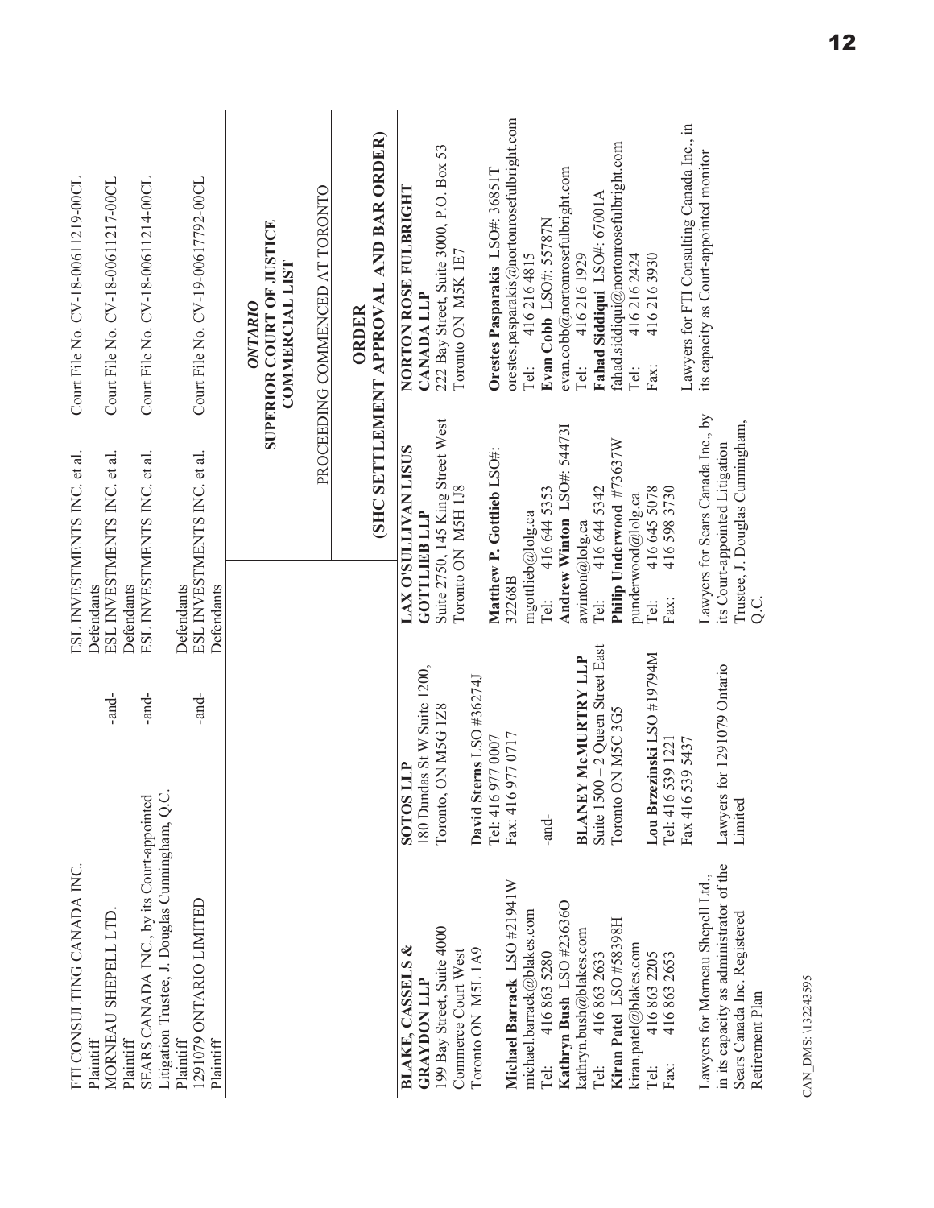| | | | |
|---|---|---|---|
| FTI CONSULTING CANADA INC. Plaintiff | | ESL INVESTMENTS INC. et al. Defendants | Court File No. CV-18-00611219-00CL |
| MORNEAU SHEPELL LTD. Plaintiff | -and- | ESL INVESTMENTS INC. et al. Defendants | Court File No. CV-18-00611217-00CL |
| SEARS CANADA INC., by its Court-appointed Litigation Trustee, J. Douglas Cunningham, Q.C. Plaintiff | -and- | ESL INVESTMENTS INC. et al. Defendants | Court File No. CV-18-00611214-00CL |
| 1291079 ONTARIO LIMITED Plaintiff | -and- | ESL INVESTMENTS INC. et al. Defendants | Court File No. CV-19-00617792-00CL |

*ONTARIO*
**SUPERIOR COURT OF JUSTICE**
**COMMERCIAL LIST**

PROCEEDING COMMENCED AT TORONTO

**ORDER**
**(SHC SETTLEMENT APPROVAL AND BAR ORDER)**

**BLAKE, CASSELS & GRAYDON LLP**
199 Bay Street, Suite 4000
Commerce Court West
Toronto ON M5L 1A9

**Michael Barrack** LSO #21941W
michael.barrack@blakes.com
Tel: 416 863 5280
**Kathryn Bush** LSO #23636O
kathryn.bush@blakes.com
Tel: 416 863 2633
**Kiran Patel** LSO #58398H
kiran.patel@blakes.com
Tel: 416 863 2205
Fax: 416 863 2653

Lawyers for Morneau Shepell Ltd., in its capacity as administrator of the Sears Canada Inc. Registered Retirement Plan

**SOTOS LLP**
180 Dundas St W Suite 1200,
Toronto, ON M5G 1Z8

**David Sterns** LSO #36274J
Tel: 416 977 0007
Fax: 416 977 0717

-and-

**BLANEY McMURTRY LLP**
Suite 1500 – 2 Queen Street East
Toronto ON M5C 3G5

**Lou Brzezinski** LSO #19794M
Tel: 416 539 1221
Fax 416 539 5437

Lawyers for 1291079 Ontario Limited

**LAX O'SULLIVAN LISUS GOTTLIEB LLP**
Suite 2750, 145 King Street West
Toronto ON M5H 1J8

**Matthew P. Gottlieb** LSO#: 32268B
mgottlieb@lolg.ca
Tel: 416 644 5353
**Andrew Winton** LSO#: 54473I
awinton@lolg.ca
Tel: 416 644 5342
**Philip Underwood** #73637W
punderwood@lolg.ca
Tel: 416 645 5078
Fax: 416 598 3730

Lawyers for Sears Canada Inc., by its Court-appointed Litigation Trustee, J. Douglas Cunningham, Q.C.

**NORTON ROSE FULBRIGHT CANADA LLP**
222 Bay Street, Suite 3000, P.O. Box 53
Toronto ON M5K 1E7

**Orestes Pasparakis** LSO#: 36851T
orestes.pasparakis@nortonrosefulbright.com
Tel: 416 216 4815
**Evan Cobb** LSO#: 55787N
evan.cobb@nortonrosefulbright.com
Tel: 416 216 1929
**Fahad Siddiqui** LSO#: 67001A
fahad.siddiqui@nortonrosefulbright.com
Tel: 416 216 2424
Fax: 416 216 3930

Lawyers for FTI Consulting Canada Inc., in its capacity as Court-appointed monitor

CAN_DMS: \132243595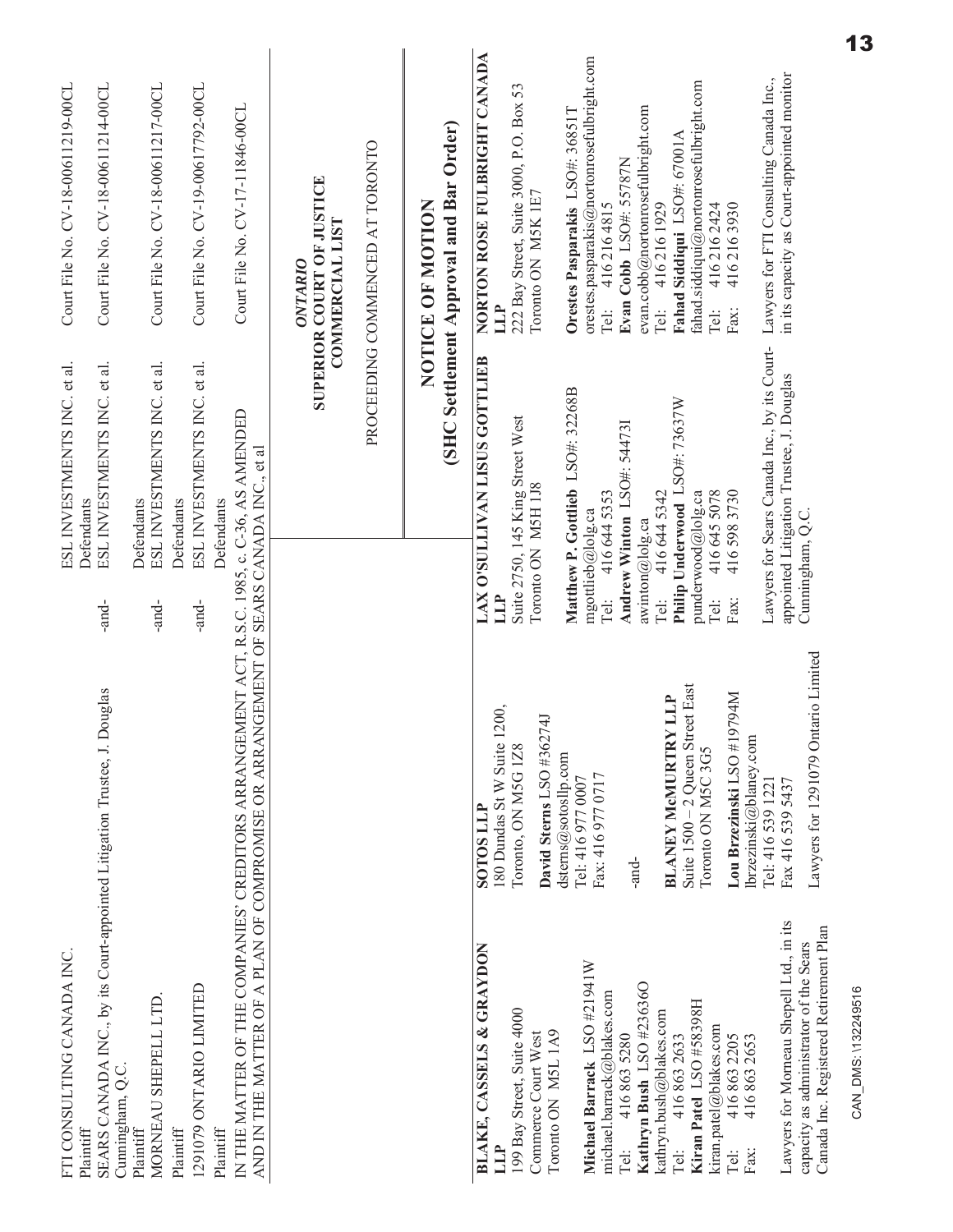| | | | |
|---|---|---|---|
| FTI CONSULTING CANADA INC.<br>Plaintiff | | ESL INVESTMENTS INC. et al.<br>Defendants | Court File No. CV-18-00611219-00CL |
| SEARS CANADA INC., by its Court-appointed Litigation Trustee, J. Douglas Cunningham, Q.C.<br>Plaintiff | -and- | ESL INVESTMENTS INC. et al.<br>Defendants | Court File No. CV-18-00611214-00CL |
| MORNEAU SHEPELL LTD.<br>Plaintiff | -and- | ESL INVESTMENTS INC. et al.<br>Defendants | Court File No. CV-18-00611217-00CL |
| 1291079 ONTARIO LIMITED<br>Plaintiff | -and- | ESL INVESTMENTS INC. et al.<br>Defendants | Court File No. CV-19-0617792-00CL |

IN THE MATTER OF THE COMPANIES' CREDITORS ARRANGEMENT ACT, R.S.C. 1985, c. C-36, AS AMENDED
AND IN THE MATTER OF A PLAN OF COMPROMISE OR ARRANGEMENT OF SEARS CANADA INC., et al

Court File No. CV-17-11846-00CL

*ONTARIO*
**SUPERIOR COURT OF JUSTICE**
**COMMERCIAL LIST**

PROCEEDING COMMENCED AT TORONTO

# NOTICE OF MOTION
## (SHC Settlement Approval and Bar Order)

**BLAKE, CASSELS & GRAYDON LLP**
199 Bay Street, Suite 4000
Commerce Court West
Toronto ON M5L 1A9

**Michael Barrack** LSO #21941W
michael.barrack@blakes.com
Tel: 416 863 5280
**Kathryn Bush** LSO #23636O
kathryn.bush@blakes.com
Tel: 416 863 2633
**Kiran Patel** LSO #58398H
kiran.patel@blakes.com
Tel: 416 863 2205
Fax: 416 863 2653

Lawyers for Morneau Shepell Ltd., in its capacity as administrator of the Sears Canada Inc. Registered Retirement Plan

**SOTOS LLP**
180 Dundas St W Suite 1200,
Toronto, ON M5G 1Z8

**David Sterns** LSO #36274J
dsterns@sotosllp.com
Tel: 416 977 0007
Fax: 416 977 0717

-and-

**BLANEY McMURTRY LLP**
Suite 1500 – 2 Queen Street East
Toronto ON M5C 3G5

**Lou Brzezinski** LSO #19794M
lbrzezinski@blaney.com
Tel: 416 539 1221
Fax 416 539 5437

Lawyers for 1291079 Ontario Limited

**LAX O'SULLIVAN LISUS GOTTLIEB LLP**
Suite 2750, 145 King Street West
Toronto ON M5H 1J8

**Matthew P. Gottlieb** LSO#: 32268B
mgottlieb@lolg.ca
Tel: 416 644 5353
**Andrew Winton** LSO#: 54473I
awinton@lolg.ca
Tel: 416 644 5342
**Philip Underwood** LSO#: 73637W
punderwood@lolg.ca
Tel: 416 645 5078
Fax: 416 598 3730

Lawyers for Sears Canada Inc., by its Court-appointed Litigation Trustee, J. Douglas Cunningham, Q.C.

**NORTON ROSE FULBRIGHT CANADA LLP**
222 Bay Street, Suite 3000, P.O. Box 53
Toronto ON M5K 1E7

**Orestes Pasparakis** LSO#: 36851T
orestes.pasparakis@nortonrosefulbright.com
Tel: 416 216 4815
**Evan Cobb** LSO#: 55787N
evan.cobb@nortonrosefulbright.com
Tel: 416 216 1929
**Fahad Siddiqui** LSO#: 67001A
fahad.siddiqui@nortonrosefulbright.com
Tel: 416 216 2424
Fax: 416 216 3930

Lawyers for FTI Consulting Canada Inc., in its capacity as Court-appointed monitor

CAN_DMS: \132249516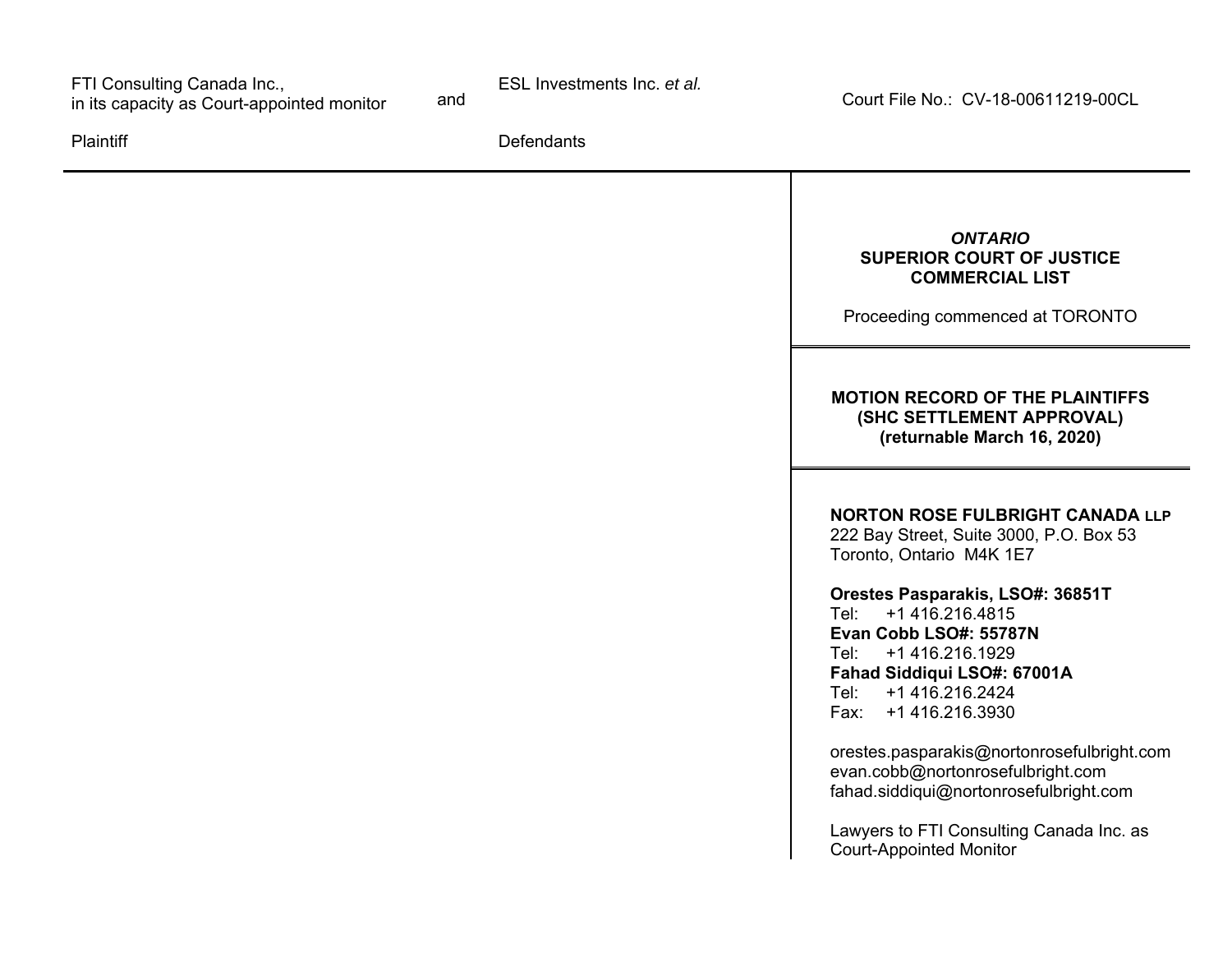FTI Consulting Canada Inc.,
in its capacity as Court-appointed monitor

Plaintiff

and

ESL Investments Inc. *et al.*

Defendants

Court File No.: CV-18-00611219-00CL

***ONTARIO***
**SUPERIOR COURT OF JUSTICE**
**COMMERCIAL LIST**

Proceeding commenced at TORONTO

**MOTION RECORD OF THE PLAINTIFFS**
**(SHC SETTLEMENT APPROVAL)**
**(returnable March 16, 2020)**

**NORTON ROSE FULBRIGHT CANADA LLP**
222 Bay Street, Suite 3000, P.O. Box 53
Toronto, Ontario M4K 1E7

**Orestes Pasparakis, LSO#: 36851T**
Tel: +1 416.216.4815
**Evan Cobb LSO#: 55787N**
Tel: +1 416.216.1929
**Fahad Siddiqui LSO#: 67001A**
Tel: +1 416.216.2424
Fax: +1 416.216.3930

orestes.pasparakis@nortonrosefulbright.com
evan.cobb@nortonrosefulbright.com
fahad.siddiqui@nortonrosefulbright.com

Lawyers to FTI Consulting Canada Inc. as Court-Appointed Monitor